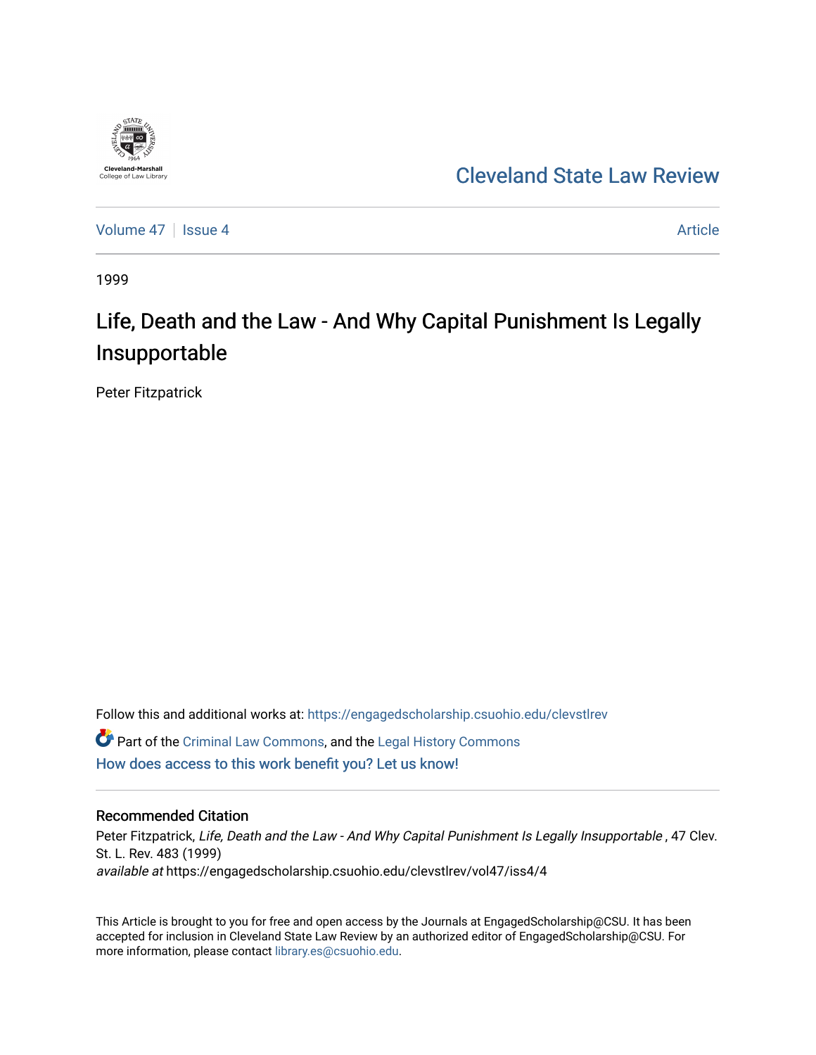Cleveland-Marshall College of Law Library

# Cleveland State Law Review

Volume 47 | Issue 4 | Article

1999

# Life, Death and the Law - And Why Capital Punishment Is Legally Insupportable

Peter Fitzpatrick

Follow this and additional works at: https://engagedscholarship.csuohio.edu/clevstlrev

Part of the Criminal Law Commons, and the Legal History Commons

How does access to this work benefit you? Let us know!

## Recommended Citation

Peter Fitzpatrick, *Life, Death and the Law - And Why Capital Punishment Is Legally Insupportable* , 47 Clev. St. L. Rev. 483 (1999)

*available at* https://engagedscholarship.csuohio.edu/clevstlrev/vol47/iss4/4

This Article is brought to you for free and open access by the Journals at EngagedScholarship@CSU. It has been accepted for inclusion in Cleveland State Law Review by an authorized editor of EngagedScholarship@CSU. For more information, please contact library.es@csuohio.edu.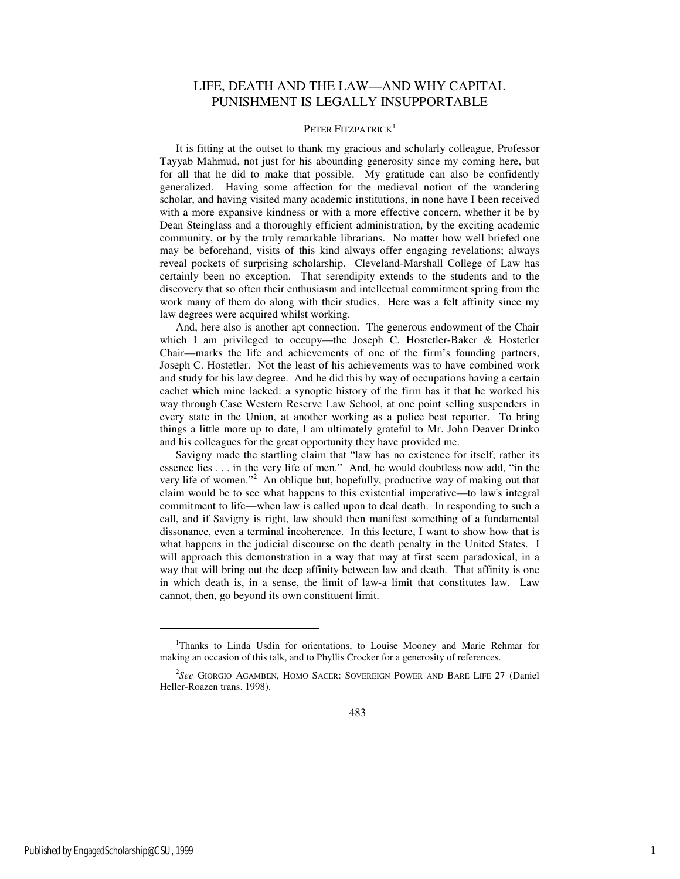# LIFE, DEATH AND THE LAW—AND WHY CAPITAL PUNISHMENT IS LEGALLY INSUPPORTABLE

PETER FITZPATRICK[1]

It is fitting at the outset to thank my gracious and scholarly colleague, Professor Tayyab Mahmud, not just for his abounding generosity since my coming here, but for all that he did to make that possible. My gratitude can also be confidently generalized. Having some affection for the medieval notion of the wandering scholar, and having visited many academic institutions, in none have I been received with a more expansive kindness or with a more effective concern, whether it be by Dean Steinglass and a thoroughly efficient administration, by the exciting academic community, or by the truly remarkable librarians. No matter how well briefed one may be beforehand, visits of this kind always offer engaging revelations; always reveal pockets of surprising scholarship. Cleveland-Marshall College of Law has certainly been no exception. That serendipity extends to the students and to the discovery that so often their enthusiasm and intellectual commitment spring from the work many of them do along with their studies. Here was a felt affinity since my law degrees were acquired whilst working.

And, here also is another apt connection. The generous endowment of the Chair which I am privileged to occupy—the Joseph C. Hostetler-Baker & Hostetler Chair—marks the life and achievements of one of the firm's founding partners, Joseph C. Hostetler. Not the least of his achievements was to have combined work and study for his law degree. And he did this by way of occupations having a certain cachet which mine lacked: a synoptic history of the firm has it that he worked his way through Case Western Reserve Law School, at one point selling suspenders in every state in the Union, at another working as a police beat reporter. To bring things a little more up to date, I am ultimately grateful to Mr. John Deaver Drinko and his colleagues for the great opportunity they have provided me.

Savigny made the startling claim that "law has no existence for itself; rather its essence lies . . . in the very life of men." And, he would doubtless now add, "in the very life of women."[2] An oblique but, hopefully, productive way of making out that claim would be to see what happens to this existential imperative—to law's integral commitment to life—when law is called upon to deal death. In responding to such a call, and if Savigny is right, law should then manifest something of a fundamental dissonance, even a terminal incoherence. In this lecture, I want to show how that is what happens in the judicial discourse on the death penalty in the United States. I will approach this demonstration in a way that may at first seem paradoxical, in a way that will bring out the deep affinity between law and death. That affinity is one in which death is, in a sense, the limit of law-a limit that constitutes law. Law cannot, then, go beyond its own constituent limit.

---

[1]Thanks to Linda Usdin for orientations, to Louise Mooney and Marie Rehmar for making an occasion of this talk, and to Phyllis Crocker for a generosity of references.

[2]*See* GIORGIO AGAMBEN, HOMO SACER: SOVEREIGN POWER AND BARE LIFE 27 (Daniel Heller-Roazen trans. 1998).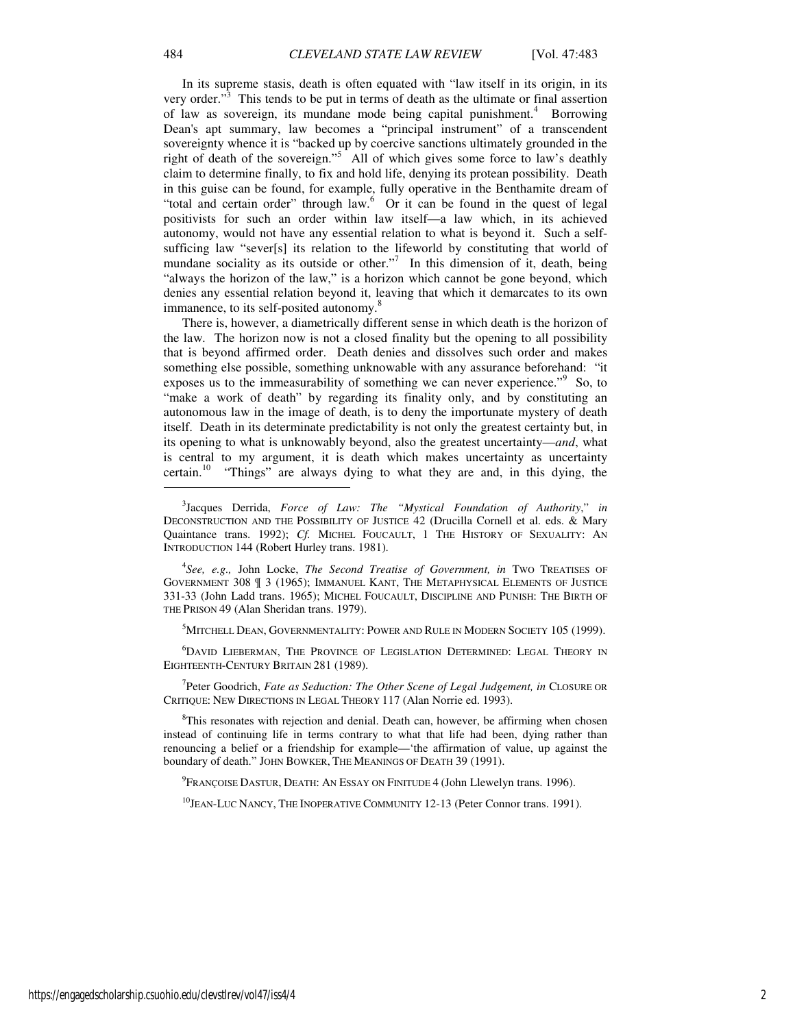In its supreme stasis, death is often equated with "law itself in its origin, in its very order."[3] This tends to be put in terms of death as the ultimate or final assertion of law as sovereign, its mundane mode being capital punishment.[4] Borrowing Dean's apt summary, law becomes a "principal instrument" of a transcendent sovereignty whence it is "backed up by coercive sanctions ultimately grounded in the right of death of the sovereign."[5] All of which gives some force to law's deathly claim to determine finally, to fix and hold life, denying its protean possibility. Death in this guise can be found, for example, fully operative in the Benthamite dream of "total and certain order" through law.[6] Or it can be found in the quest of legal positivists for such an order within law itself—a law which, in its achieved autonomy, would not have any essential relation to what is beyond it. Such a self-sufficing law "sever[s] its relation to the lifeworld by constituting that world of mundane sociality as its outside or other."[7] In this dimension of it, death, being "always the horizon of the law," is a horizon which cannot be gone beyond, which denies any essential relation beyond it, leaving that which it demarcates to its own immanence, to its self-posited autonomy.[8]

There is, however, a diametrically different sense in which death is the horizon of the law. The horizon now is not a closed finality but the opening to all possibility that is beyond affirmed order. Death denies and dissolves such order and makes something else possible, something unknowable with any assurance beforehand: "it exposes us to the immeasurability of something we can never experience."[9] So, to "make a work of death" by regarding its finality only, and by constituting an autonomous law in the image of death, is to deny the importunate mystery of death itself. Death in its determinate predictability is not only the greatest certainty but, in its opening to what is unknowably beyond, also the greatest uncertainty—*and*, what is central to my argument, it is death which makes uncertainty as uncertainty certain.[10] "Things" are always dying to what they are and, in this dying, the

---

[3] Jacques Derrida, *Force of Law: The "Mystical Foundation of Authority*," *in* DECONSTRUCTION AND THE POSSIBILITY OF JUSTICE 42 (Drucilla Cornell et al. eds. & Mary Quaintance trans. 1992); *Cf.* MICHEL FOUCAULT, 1 THE HISTORY OF SEXUALITY: AN INTRODUCTION 144 (Robert Hurley trans. 1981).

[4] *See, e.g.,* John Locke, *The Second Treatise of Government, in* TWO TREATISES OF GOVERNMENT 308 ¶ 3 (1965); IMMANUEL KANT, THE METAPHYSICAL ELEMENTS OF JUSTICE 331-33 (John Ladd trans. 1965); MICHEL FOUCAULT, DISCIPLINE AND PUNISH: THE BIRTH OF THE PRISON 49 (Alan Sheridan trans. 1979).

[5] MITCHELL DEAN, GOVERNMENTALITY: POWER AND RULE IN MODERN SOCIETY 105 (1999).

[6] DAVID LIEBERMAN, THE PROVINCE OF LEGISLATION DETERMINED: LEGAL THEORY IN EIGHTEENTH-CENTURY BRITAIN 281 (1989).

[7] Peter Goodrich, *Fate as Seduction: The Other Scene of Legal Judgement, in* CLOSURE OR CRITIQUE: NEW DIRECTIONS IN LEGAL THEORY 117 (Alan Norrie ed. 1993).

[8] This resonates with rejection and denial. Death can, however, be affirming when chosen instead of continuing life in terms contrary to what that life had been, dying rather than renouncing a belief or a friendship for example—'the affirmation of value, up against the boundary of death." JOHN BOWKER, THE MEANINGS OF DEATH 39 (1991).

[9] FRANÇOISE DASTUR, DEATH: AN ESSAY ON FINITUDE 4 (John Llewelyn trans. 1996).

[10] JEAN-LUC NANCY, THE INOPERATIVE COMMUNITY 12-13 (Peter Connor trans. 1991).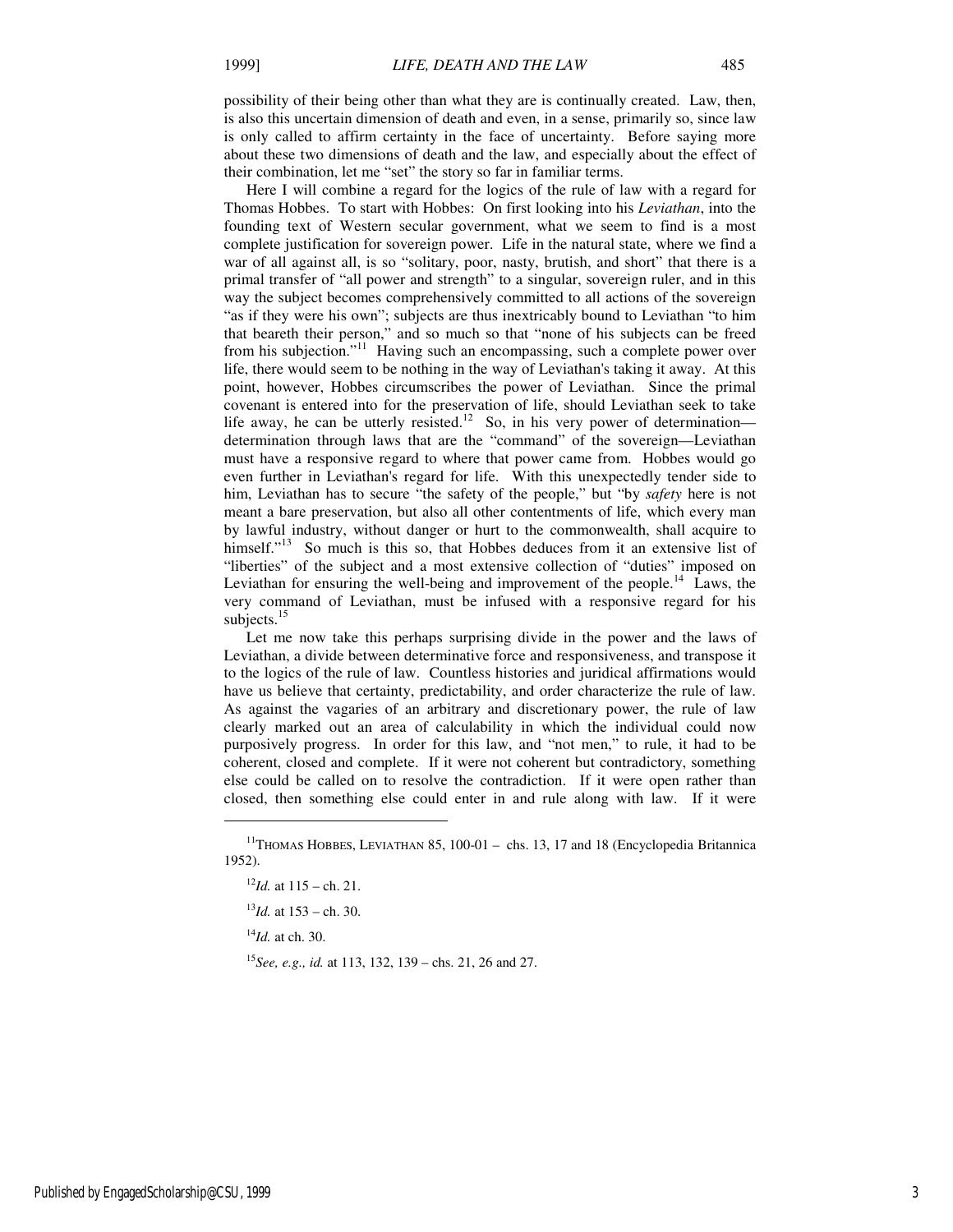possibility of their being other than what they are is continually created. Law, then, is also this uncertain dimension of death and even, in a sense, primarily so, since law is only called to affirm certainty in the face of uncertainty. Before saying more about these two dimensions of death and the law, and especially about the effect of their combination, let me "set" the story so far in familiar terms.

Here I will combine a regard for the logics of the rule of law with a regard for Thomas Hobbes. To start with Hobbes: On first looking into his *Leviathan*, into the founding text of Western secular government, what we seem to find is a most complete justification for sovereign power. Life in the natural state, where we find a war of all against all, is so "solitary, poor, nasty, brutish, and short" that there is a primal transfer of "all power and strength" to a singular, sovereign ruler, and in this way the subject becomes comprehensively committed to all actions of the sovereign "as if they were his own"; subjects are thus inextricably bound to Leviathan "to him that beareth their person," and so much so that "none of his subjects can be freed from his subjection."[11] Having such an encompassing, such a complete power over life, there would seem to be nothing in the way of Leviathan's taking it away. At this point, however, Hobbes circumscribes the power of Leviathan. Since the primal covenant is entered into for the preservation of life, should Leviathan seek to take life away, he can be utterly resisted.[12] So, in his very power of determination—determination through laws that are the "command" of the sovereign—Leviathan must have a responsive regard to where that power came from. Hobbes would go even further in Leviathan's regard for life. With this unexpectedly tender side to him, Leviathan has to secure "the safety of the people," but "by *safety* here is not meant a bare preservation, but also all other contentments of life, which every man by lawful industry, without danger or hurt to the commonwealth, shall acquire to himself."[13] So much is this so, that Hobbes deduces from it an extensive list of "liberties" of the subject and a most extensive collection of "duties" imposed on Leviathan for ensuring the well-being and improvement of the people.[14] Laws, the very command of Leviathan, must be infused with a responsive regard for his subjects.[15]

Let me now take this perhaps surprising divide in the power and the laws of Leviathan, a divide between determinative force and responsiveness, and transpose it to the logics of the rule of law. Countless histories and juridical affirmations would have us believe that certainty, predictability, and order characterize the rule of law. As against the vagaries of an arbitrary and discretionary power, the rule of law clearly marked out an area of calculability in which the individual could now purposively progress. In order for this law, and "not men," to rule, it had to be coherent, closed and complete. If it were not coherent but contradictory, something else could be called on to resolve the contradiction. If it were open rather than closed, then something else could enter in and rule along with law. If it were

---

[11] THOMAS HOBBES, LEVIATHAN 85, 100-01 – chs. 13, 17 and 18 (Encyclopedia Britannica 1952).

[12] *Id.* at 115 – ch. 21.

[13] *Id.* at 153 – ch. 30.

[14] *Id.* at ch. 30.

[15] *See, e.g., id.* at 113, 132, 139 – chs. 21, 26 and 27.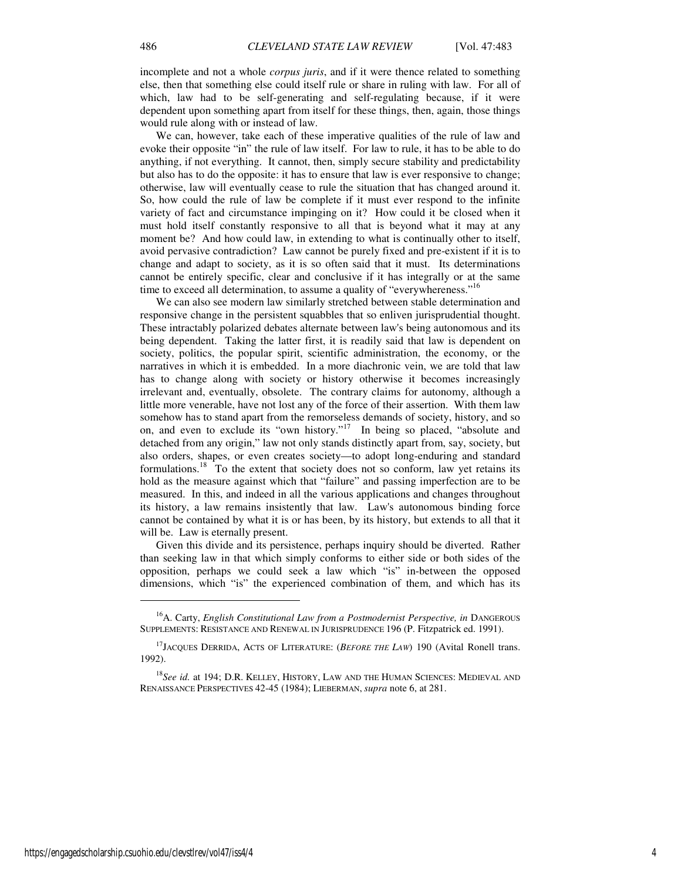incomplete and not a whole *corpus juris*, and if it were thence related to something else, then that something else could itself rule or share in ruling with law. For all of which, law had to be self-generating and self-regulating because, if it were dependent upon something apart from itself for these things, then, again, those things would rule along with or instead of law.

We can, however, take each of these imperative qualities of the rule of law and evoke their opposite "in" the rule of law itself. For law to rule, it has to be able to do anything, if not everything. It cannot, then, simply secure stability and predictability but also has to do the opposite: it has to ensure that law is ever responsive to change; otherwise, law will eventually cease to rule the situation that has changed around it. So, how could the rule of law be complete if it must ever respond to the infinite variety of fact and circumstance impinging on it? How could it be closed when it must hold itself constantly responsive to all that is beyond what it may at any moment be? And how could law, in extending to what is continually other to itself, avoid pervasive contradiction? Law cannot be purely fixed and pre-existent if it is to change and adapt to society, as it is so often said that it must. Its determinations cannot be entirely specific, clear and conclusive if it has integrally or at the same time to exceed all determination, to assume a quality of "everywhereness."[16]

We can also see modern law similarly stretched between stable determination and responsive change in the persistent squabbles that so enliven jurisprudential thought. These intractably polarized debates alternate between law's being autonomous and its being dependent. Taking the latter first, it is readily said that law is dependent on society, politics, the popular spirit, scientific administration, the economy, or the narratives in which it is embedded. In a more diachronic vein, we are told that law has to change along with society or history otherwise it becomes increasingly irrelevant and, eventually, obsolete. The contrary claims for autonomy, although a little more venerable, have not lost any of the force of their assertion. With them law somehow has to stand apart from the remorseless demands of society, history, and so on, and even to exclude its "own history."[17] In being so placed, "absolute and detached from any origin," law not only stands distinctly apart from, say, society, but also orders, shapes, or even creates society—to adopt long-enduring and standard formulations.[18] To the extent that society does not so conform, law yet retains its hold as the measure against which that "failure" and passing imperfection are to be measured. In this, and indeed in all the various applications and changes throughout its history, a law remains insistently that law. Law's autonomous binding force cannot be contained by what it is or has been, by its history, but extends to all that it will be. Law is eternally present.

Given this divide and its persistence, perhaps inquiry should be diverted. Rather than seeking law in that which simply conforms to either side or both sides of the opposition, perhaps we could seek a law which "is" in-between the opposed dimensions, which "is" the experienced combination of them, and which has its

---

[16] A. Carty, *English Constitutional Law from a Postmodernist Perspective, in* DANGEROUS SUPPLEMENTS: RESISTANCE AND RENEWAL IN JURISPRUDENCE 196 (P. Fitzpatrick ed. 1991).

[17] JACQUES DERRIDA, ACTS OF LITERATURE: (*BEFORE THE LAW*) 190 (Avital Ronell trans. 1992).

[18] *See id.* at 194; D.R. KELLEY, HISTORY, LAW AND THE HUMAN SCIENCES: MEDIEVAL AND RENAISSANCE PERSPECTIVES 42-45 (1984); LIEBERMAN, *supra* note 6, at 281.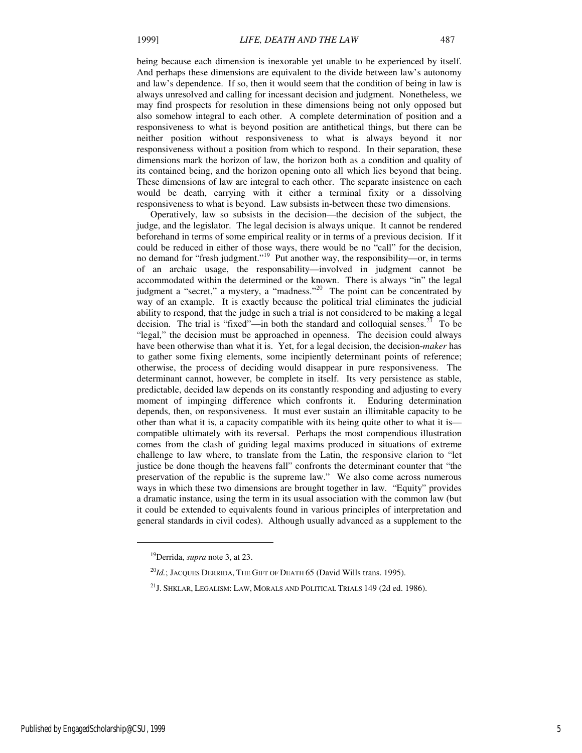being because each dimension is inexorable yet unable to be experienced by itself. And perhaps these dimensions are equivalent to the divide between law's autonomy and law's dependence. If so, then it would seem that the condition of being in law is always unresolved and calling for incessant decision and judgment. Nonetheless, we may find prospects for resolution in these dimensions being not only opposed but also somehow integral to each other. A complete determination of position and a responsiveness to what is beyond position are antithetical things, but there can be neither position without responsiveness to what is always beyond it nor responsiveness without a position from which to respond. In their separation, these dimensions mark the horizon of law, the horizon both as a condition and quality of its contained being, and the horizon opening onto all which lies beyond that being. These dimensions of law are integral to each other. The separate insistence on each would be death, carrying with it either a terminal fixity or a dissolving responsiveness to what is beyond. Law subsists in-between these two dimensions.

Operatively, law so subsists in the decision—the decision of the subject, the judge, and the legislator. The legal decision is always unique. It cannot be rendered beforehand in terms of some empirical reality or in terms of a previous decision. If it could be reduced in either of those ways, there would be no "call" for the decision, no demand for "fresh judgment."[19] Put another way, the responsibility—or, in terms of an archaic usage, the responsability—involved in judgment cannot be accommodated within the determined or the known. There is always "in" the legal judgment a "secret," a mystery, a "madness."[20] The point can be concentrated by way of an example. It is exactly because the political trial eliminates the judicial ability to respond, that the judge in such a trial is not considered to be making a legal decision. The trial is "fixed"—in both the standard and colloquial senses.[21] To be "legal," the decision must be approached in openness. The decision could always have been otherwise than what it is. Yet, for a legal decision, the decision-*maker* has to gather some fixing elements, some incipiently determinant points of reference; otherwise, the process of deciding would disappear in pure responsiveness. The determinant cannot, however, be complete in itself. Its very persistence as stable, predictable, decided law depends on its constantly responding and adjusting to every moment of impinging difference which confronts it. Enduring determination depends, then, on responsiveness. It must ever sustain an illimitable capacity to be other than what it is, a capacity compatible with its being quite other to what it is—compatible ultimately with its reversal. Perhaps the most compendious illustration comes from the clash of guiding legal maxims produced in situations of extreme challenge to law where, to translate from the Latin, the responsive clarion to "let justice be done though the heavens fall" confronts the determinant counter that "the preservation of the republic is the supreme law." We also come across numerous ways in which these two dimensions are brought together in law. "Equity" provides a dramatic instance, using the term in its usual association with the common law (but it could be extended to equivalents found in various principles of interpretation and general standards in civil codes). Although usually advanced as a supplement to the

---

[19] Derrida, *supra* note 3, at 23.

[20] *Id.*; JACQUES DERRIDA, THE GIFT OF DEATH 65 (David Wills trans. 1995).

[21] J. SHKLAR, LEGALISM: LAW, MORALS AND POLITICAL TRIALS 149 (2d ed. 1986).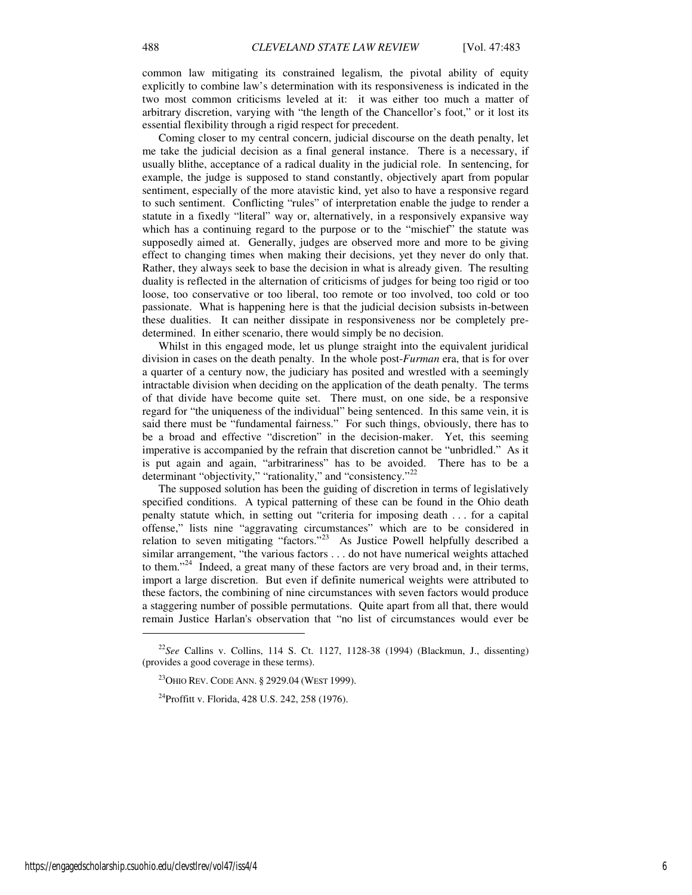common law mitigating its constrained legalism, the pivotal ability of equity explicitly to combine law's determination with its responsiveness is indicated in the two most common criticisms leveled at it: it was either too much a matter of arbitrary discretion, varying with "the length of the Chancellor's foot," or it lost its essential flexibility through a rigid respect for precedent.

Coming closer to my central concern, judicial discourse on the death penalty, let me take the judicial decision as a final general instance. There is a necessary, if usually blithe, acceptance of a radical duality in the judicial role. In sentencing, for example, the judge is supposed to stand constantly, objectively apart from popular sentiment, especially of the more atavistic kind, yet also to have a responsive regard to such sentiment. Conflicting "rules" of interpretation enable the judge to render a statute in a fixedly "literal" way or, alternatively, in a responsively expansive way which has a continuing regard to the purpose or to the "mischief" the statute was supposedly aimed at. Generally, judges are observed more and more to be giving effect to changing times when making their decisions, yet they never do only that. Rather, they always seek to base the decision in what is already given. The resulting duality is reflected in the alternation of criticisms of judges for being too rigid or too loose, too conservative or too liberal, too remote or too involved, too cold or too passionate. What is happening here is that the judicial decision subsists in-between these dualities. It can neither dissipate in responsiveness nor be completely pre-determined. In either scenario, there would simply be no decision.

Whilst in this engaged mode, let us plunge straight into the equivalent juridical division in cases on the death penalty. In the whole post-*Furman* era, that is for over a quarter of a century now, the judiciary has posited and wrestled with a seemingly intractable division when deciding on the application of the death penalty. The terms of that divide have become quite set. There must, on one side, be a responsive regard for "the uniqueness of the individual" being sentenced. In this same vein, it is said there must be "fundamental fairness." For such things, obviously, there has to be a broad and effective "discretion" in the decision-maker. Yet, this seeming imperative is accompanied by the refrain that discretion cannot be "unbridled." As it is put again and again, "arbitrariness" has to be avoided. There has to be a determinant "objectivity," "rationality," and "consistency."[22]

The supposed solution has been the guiding of discretion in terms of legislatively specified conditions. A typical patterning of these can be found in the Ohio death penalty statute which, in setting out "criteria for imposing death . . . for a capital offense," lists nine "aggravating circumstances" which are to be considered in relation to seven mitigating "factors."[23] As Justice Powell helpfully described a similar arrangement, "the various factors . . . do not have numerical weights attached to them."[24] Indeed, a great many of these factors are very broad and, in their terms, import a large discretion. But even if definite numerical weights were attributed to these factors, the combining of nine circumstances with seven factors would produce a staggering number of possible permutations. Quite apart from all that, there would remain Justice Harlan's observation that "no list of circumstances would ever be

---

[22]*See* Callins v. Collins, 114 S. Ct. 1127, 1128-38 (1994) (Blackmun, J., dissenting) (provides a good coverage in these terms).

[23]OHIO REV. CODE ANN. § 2929.04 (WEST 1999).

[24]Proffitt v. Florida, 428 U.S. 242, 258 (1976).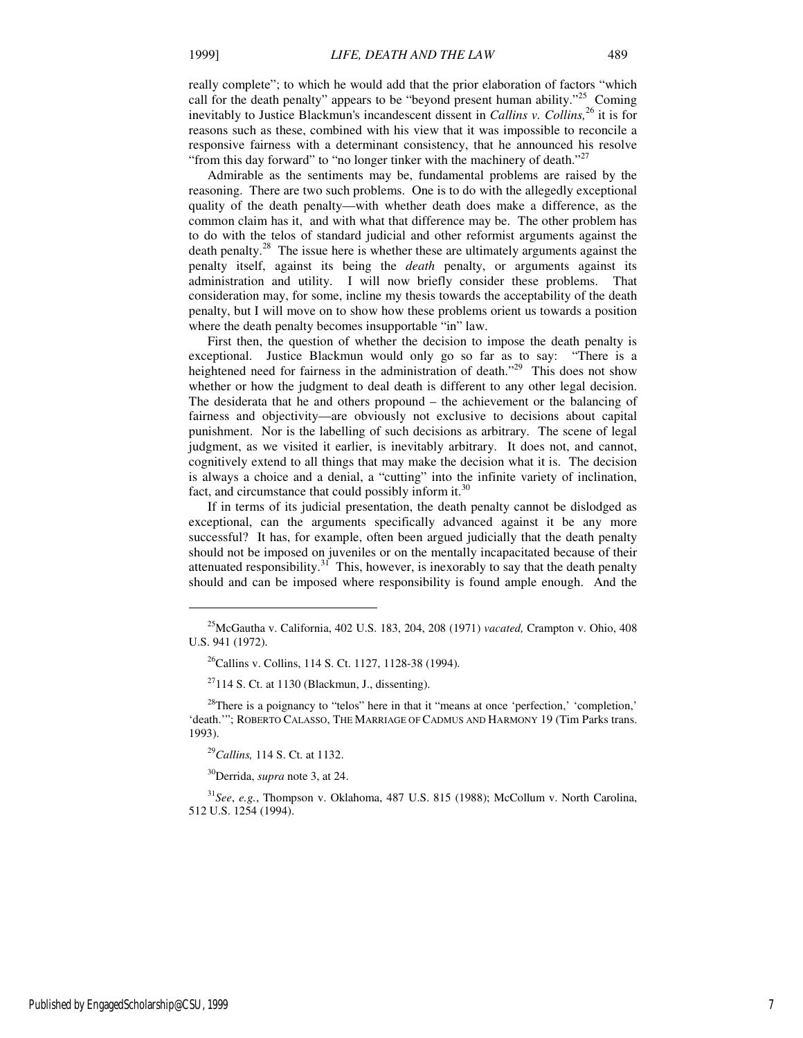really complete"; to which he would add that the prior elaboration of factors "which call for the death penalty" appears to be "beyond present human ability."[25] Coming inevitably to Justice Blackmun's incandescent dissent in *Callins v. Collins,*[26] it is for reasons such as these, combined with his view that it was impossible to reconcile a responsive fairness with a determinant consistency, that he announced his resolve "from this day forward" to "no longer tinker with the machinery of death."[27]

Admirable as the sentiments may be, fundamental problems are raised by the reasoning. There are two such problems. One is to do with the allegedly exceptional quality of the death penalty—with whether death does make a difference, as the common claim has it, and with what that difference may be. The other problem has to do with the telos of standard judicial and other reformist arguments against the death penalty.[28] The issue here is whether these are ultimately arguments against the penalty itself, against its being the *death* penalty, or arguments against its administration and utility. I will now briefly consider these problems. That consideration may, for some, incline my thesis towards the acceptability of the death penalty, but I will move on to show how these problems orient us towards a position where the death penalty becomes insupportable "in" law.

First then, the question of whether the decision to impose the death penalty is exceptional. Justice Blackmun would only go so far as to say: "There is a heightened need for fairness in the administration of death."[29] This does not show whether or how the judgment to deal death is different to any other legal decision. The desiderata that he and others propound – the achievement or the balancing of fairness and objectivity—are obviously not exclusive to decisions about capital punishment. Nor is the labelling of such decisions as arbitrary. The scene of legal judgment, as we visited it earlier, is inevitably arbitrary. It does not, and cannot, cognitively extend to all things that may make the decision what it is. The decision is always a choice and a denial, a "cutting" into the infinite variety of inclination, fact, and circumstance that could possibly inform it.[30]

If in terms of its judicial presentation, the death penalty cannot be dislodged as exceptional, can the arguments specifically advanced against it be any more successful? It has, for example, often been argued judicially that the death penalty should not be imposed on juveniles or on the mentally incapacitated because of their attenuated responsibility.[31] This, however, is inexorably to say that the death penalty should and can be imposed where responsibility is found ample enough. And the

---

[25] McGautha v. California, 402 U.S. 183, 204, 208 (1971) *vacated,* Crampton v. Ohio, 408 U.S. 941 (1972).

[26] Callins v. Collins, 114 S. Ct. 1127, 1128-38 (1994).

[27] 114 S. Ct. at 1130 (Blackmun, J., dissenting).

[28] There is a poignancy to "telos" here in that it "means at once 'perfection,' 'completion,' 'death.'"; ROBERTO CALASSO, THE MARRIAGE OF CADMUS AND HARMONY 19 (Tim Parks trans. 1993).

[29] *Callins,* 114 S. Ct. at 1132.

[30] Derrida, *supra* note 3, at 24.

[31] *See*, *e.g.*, Thompson v. Oklahoma, 487 U.S. 815 (1988); McCollum v. North Carolina, 512 U.S. 1254 (1994).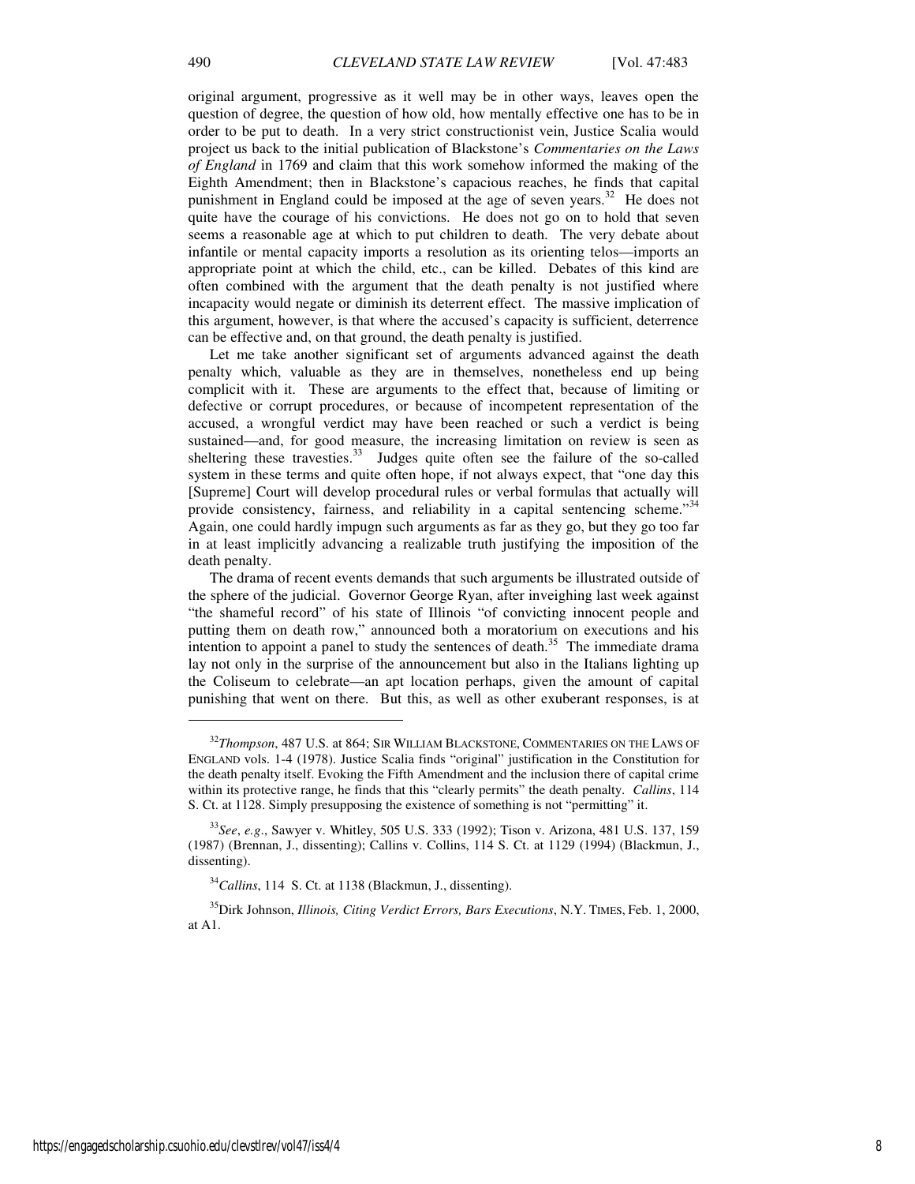original argument, progressive as it well may be in other ways, leaves open the question of degree, the question of how old, how mentally effective one has to be in order to be put to death. In a very strict constructionist vein, Justice Scalia would project us back to the initial publication of Blackstone's *Commentaries on the Laws of England* in 1769 and claim that this work somehow informed the making of the Eighth Amendment; then in Blackstone's capacious reaches, he finds that capital punishment in England could be imposed at the age of seven years.[32] He does not quite have the courage of his convictions. He does not go on to hold that seven seems a reasonable age at which to put children to death. The very debate about infantile or mental capacity imports a resolution as its orienting telos—imports an appropriate point at which the child, etc., can be killed. Debates of this kind are often combined with the argument that the death penalty is not justified where incapacity would negate or diminish its deterrent effect. The massive implication of this argument, however, is that where the accused's capacity is sufficient, deterrence can be effective and, on that ground, the death penalty is justified.

Let me take another significant set of arguments advanced against the death penalty which, valuable as they are in themselves, nonetheless end up being complicit with it. These are arguments to the effect that, because of limiting or defective or corrupt procedures, or because of incompetent representation of the accused, a wrongful verdict may have been reached or such a verdict is being sustained—and, for good measure, the increasing limitation on review is seen as sheltering these travesties.[33] Judges quite often see the failure of the so-called system in these terms and quite often hope, if not always expect, that "one day this [Supreme] Court will develop procedural rules or verbal formulas that actually will provide consistency, fairness, and reliability in a capital sentencing scheme."[34] Again, one could hardly impugn such arguments as far as they go, but they go too far in at least implicitly advancing a realizable truth justifying the imposition of the death penalty.

The drama of recent events demands that such arguments be illustrated outside of the sphere of the judicial. Governor George Ryan, after inveighing last week against "the shameful record" of his state of Illinois "of convicting innocent people and putting them on death row," announced both a moratorium on executions and his intention to appoint a panel to study the sentences of death.[35] The immediate drama lay not only in the surprise of the announcement but also in the Italians lighting up the Coliseum to celebrate—an apt location perhaps, given the amount of capital punishing that went on there. But this, as well as other exuberant responses, is at

---

[32] *Thompson*, 487 U.S. at 864; SIR WILLIAM BLACKSTONE, COMMENTARIES ON THE LAWS OF ENGLAND vols. 1-4 (1978). Justice Scalia finds "original" justification in the Constitution for the death penalty itself. Evoking the Fifth Amendment and the inclusion there of capital crime within its protective range, he finds that this "clearly permits" the death penalty. *Callins*, 114 S. Ct. at 1128. Simply presupposing the existence of something is not "permitting" it.

[33] *See*, *e.g*., Sawyer v. Whitley, 505 U.S. 333 (1992); Tison v. Arizona, 481 U.S. 137, 159 (1987) (Brennan, J., dissenting); Callins v. Collins, 114 S. Ct. at 1129 (1994) (Blackmun, J., dissenting).

[34] *Callins*, 114 S. Ct. at 1138 (Blackmun, J., dissenting).

[35] Dirk Johnson, *Illinois, Citing Verdict Errors, Bars Executions*, N.Y. TIMES, Feb. 1, 2000, at A1.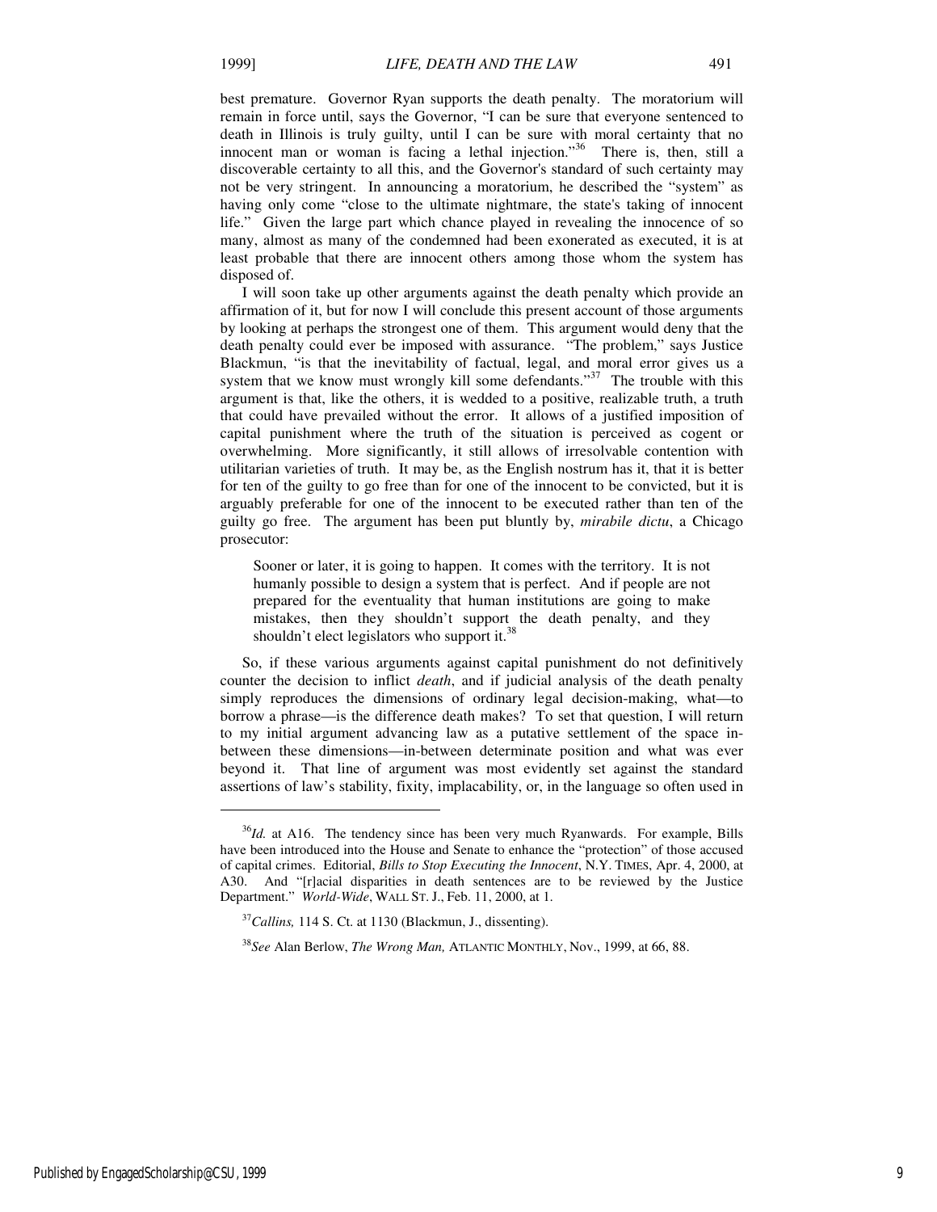best premature. Governor Ryan supports the death penalty. The moratorium will remain in force until, says the Governor, "I can be sure that everyone sentenced to death in Illinois is truly guilty, until I can be sure with moral certainty that no innocent man or woman is facing a lethal injection."[36] There is, then, still a discoverable certainty to all this, and the Governor's standard of such certainty may not be very stringent. In announcing a moratorium, he described the "system" as having only come "close to the ultimate nightmare, the state's taking of innocent life." Given the large part which chance played in revealing the innocence of so many, almost as many of the condemned had been exonerated as executed, it is at least probable that there are innocent others among those whom the system has disposed of.

I will soon take up other arguments against the death penalty which provide an affirmation of it, but for now I will conclude this present account of those arguments by looking at perhaps the strongest one of them. This argument would deny that the death penalty could ever be imposed with assurance. "The problem," says Justice Blackmun, "is that the inevitability of factual, legal, and moral error gives us a system that we know must wrongly kill some defendants."[37] The trouble with this argument is that, like the others, it is wedded to a positive, realizable truth, a truth that could have prevailed without the error. It allows of a justified imposition of capital punishment where the truth of the situation is perceived as cogent or overwhelming. More significantly, it still allows of irresolvable contention with utilitarian varieties of truth. It may be, as the English nostrum has it, that it is better for ten of the guilty to go free than for one of the innocent to be convicted, but it is arguably preferable for one of the innocent to be executed rather than ten of the guilty go free. The argument has been put bluntly by, *mirabile dictu*, a Chicago prosecutor:

> Sooner or later, it is going to happen. It comes with the territory. It is not humanly possible to design a system that is perfect. And if people are not prepared for the eventuality that human institutions are going to make mistakes, then they shouldn't support the death penalty, and they shouldn't elect legislators who support it.[38]

So, if these various arguments against capital punishment do not definitively counter the decision to inflict *death*, and if judicial analysis of the death penalty simply reproduces the dimensions of ordinary legal decision-making, what—to borrow a phrase—is the difference death makes? To set that question, I will return to my initial argument advancing law as a putative settlement of the space in-between these dimensions—in-between determinate position and what was ever beyond it. That line of argument was most evidently set against the standard assertions of law's stability, fixity, implacability, or, in the language so often used in

---

[36] *Id.* at A16. The tendency since has been very much Ryanwards. For example, Bills have been introduced into the House and Senate to enhance the "protection" of those accused of capital crimes. Editorial, *Bills to Stop Executing the Innocent*, N.Y. TIMES, Apr. 4, 2000, at A30. And "[r]acial disparities in death sentences are to be reviewed by the Justice Department." *World-Wide*, WALL ST. J., Feb. 11, 2000, at 1.

[37] *Callins,* 114 S. Ct. at 1130 (Blackmun, J., dissenting).

[38] *See* Alan Berlow, *The Wrong Man,* ATLANTIC MONTHLY, Nov., 1999, at 66, 88.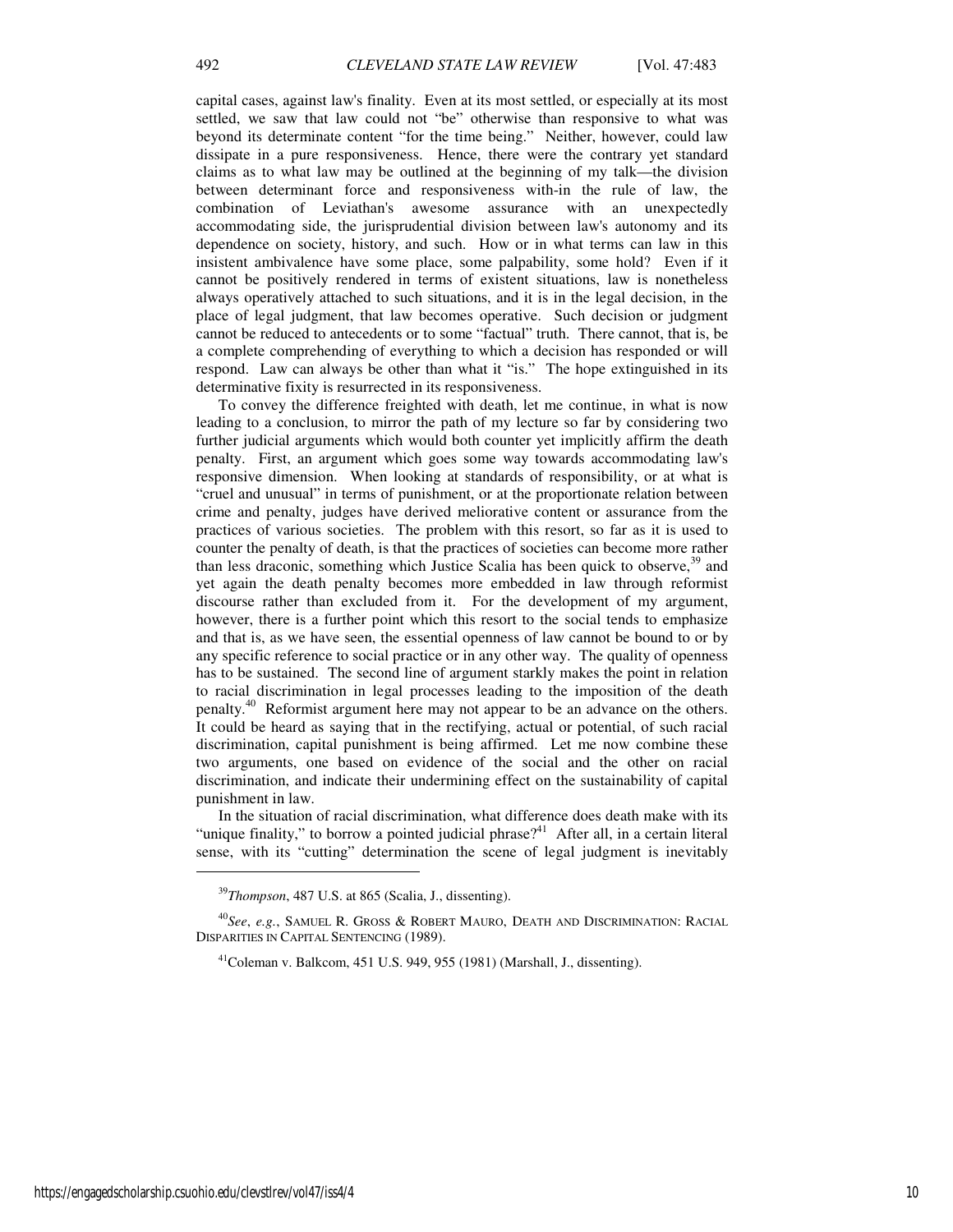capital cases, against law's finality. Even at its most settled, or especially at its most settled, we saw that law could not "be" otherwise than responsive to what was beyond its determinate content "for the time being." Neither, however, could law dissipate in a pure responsiveness. Hence, there were the contrary yet standard claims as to what law may be outlined at the beginning of my talk—the division between determinant force and responsiveness with-in the rule of law, the combination of Leviathan's awesome assurance with an unexpectedly accommodating side, the jurisprudential division between law's autonomy and its dependence on society, history, and such. How or in what terms can law in this insistent ambivalence have some place, some palpability, some hold? Even if it cannot be positively rendered in terms of existent situations, law is nonetheless always operatively attached to such situations, and it is in the legal decision, in the place of legal judgment, that law becomes operative. Such decision or judgment cannot be reduced to antecedents or to some "factual" truth. There cannot, that is, be a complete comprehending of everything to which a decision has responded or will respond. Law can always be other than what it "is." The hope extinguished in its determinative fixity is resurrected in its responsiveness.

To convey the difference freighted with death, let me continue, in what is now leading to a conclusion, to mirror the path of my lecture so far by considering two further judicial arguments which would both counter yet implicitly affirm the death penalty. First, an argument which goes some way towards accommodating law's responsive dimension. When looking at standards of responsibility, or at what is "cruel and unusual" in terms of punishment, or at the proportionate relation between crime and penalty, judges have derived meliorative content or assurance from the practices of various societies. The problem with this resort, so far as it is used to counter the penalty of death, is that the practices of societies can become more rather than less draconic, something which Justice Scalia has been quick to observe,[39] and yet again the death penalty becomes more embedded in law through reformist discourse rather than excluded from it. For the development of my argument, however, there is a further point which this resort to the social tends to emphasize and that is, as we have seen, the essential openness of law cannot be bound to or by any specific reference to social practice or in any other way. The quality of openness has to be sustained. The second line of argument starkly makes the point in relation to racial discrimination in legal processes leading to the imposition of the death penalty.[40] Reformist argument here may not appear to be an advance on the others. It could be heard as saying that in the rectifying, actual or potential, of such racial discrimination, capital punishment is being affirmed. Let me now combine these two arguments, one based on evidence of the social and the other on racial discrimination, and indicate their undermining effect on the sustainability of capital punishment in law.

In the situation of racial discrimination, what difference does death make with its "unique finality," to borrow a pointed judicial phrase?[41] After all, in a certain literal sense, with its "cutting" determination the scene of legal judgment is inevitably

---

[39] *Thompson*, 487 U.S. at 865 (Scalia, J., dissenting).

[40] *See*, *e.g.*, SAMUEL R. GROSS & ROBERT MAURO, DEATH AND DISCRIMINATION: RACIAL DISPARITIES IN CAPITAL SENTENCING (1989).

[41] Coleman v. Balkcom, 451 U.S. 949, 955 (1981) (Marshall, J., dissenting).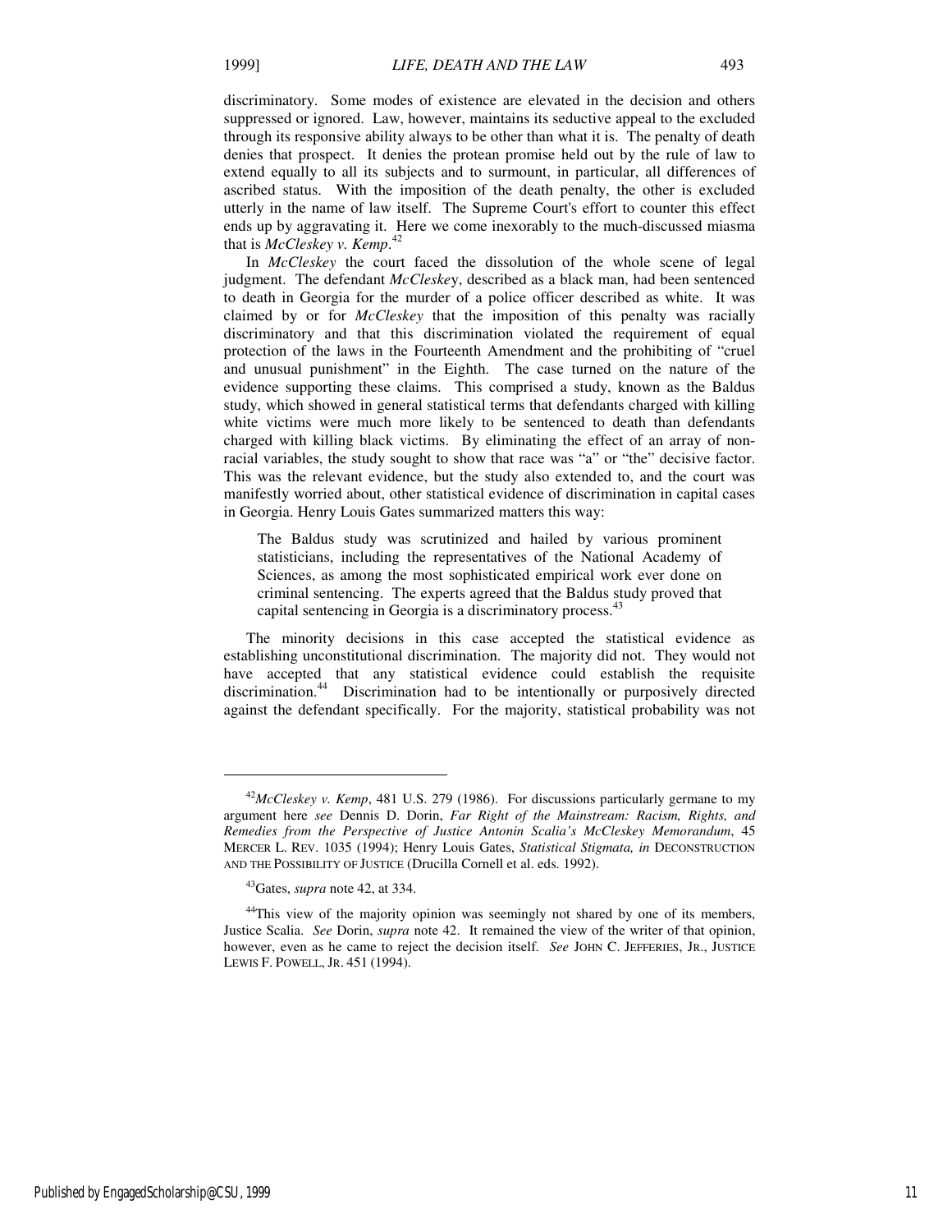discriminatory. Some modes of existence are elevated in the decision and others suppressed or ignored. Law, however, maintains its seductive appeal to the excluded through its responsive ability always to be other than what it is. The penalty of death denies that prospect. It denies the protean promise held out by the rule of law to extend equally to all its subjects and to surmount, in particular, all differences of ascribed status. With the imposition of the death penalty, the other is excluded utterly in the name of law itself. The Supreme Court's effort to counter this effect ends up by aggravating it. Here we come inexorably to the much-discussed miasma that is *McCleskey v. Kemp*.[42]

In *McCleskey* the court faced the dissolution of the whole scene of legal judgment. The defendant *McCleske*y, described as a black man, had been sentenced to death in Georgia for the murder of a police officer described as white. It was claimed by or for *McCleskey* that the imposition of this penalty was racially discriminatory and that this discrimination violated the requirement of equal protection of the laws in the Fourteenth Amendment and the prohibiting of "cruel and unusual punishment" in the Eighth. The case turned on the nature of the evidence supporting these claims. This comprised a study, known as the Baldus study, which showed in general statistical terms that defendants charged with killing white victims were much more likely to be sentenced to death than defendants charged with killing black victims. By eliminating the effect of an array of non-racial variables, the study sought to show that race was "a" or "the" decisive factor. This was the relevant evidence, but the study also extended to, and the court was manifestly worried about, other statistical evidence of discrimination in capital cases in Georgia. Henry Louis Gates summarized matters this way:

> The Baldus study was scrutinized and hailed by various prominent statisticians, including the representatives of the National Academy of Sciences, as among the most sophisticated empirical work ever done on criminal sentencing. The experts agreed that the Baldus study proved that capital sentencing in Georgia is a discriminatory process.[43]

The minority decisions in this case accepted the statistical evidence as establishing unconstitutional discrimination. The majority did not. They would not have accepted that any statistical evidence could establish the requisite discrimination.[44] Discrimination had to be intentionally or purposively directed against the defendant specifically. For the majority, statistical probability was not

---

[42]*McCleskey v. Kemp*, 481 U.S. 279 (1986). For discussions particularly germane to my argument here *see* Dennis D. Dorin, *Far Right of the Mainstream: Racism, Rights, and Remedies from the Perspective of Justice Antonin Scalia's McCleskey Memorandum*, 45 MERCER L. REV. 1035 (1994); Henry Louis Gates, *Statistical Stigmata, in* DECONSTRUCTION AND THE POSSIBILITY OF JUSTICE (Drucilla Cornell et al. eds. 1992).

[43]Gates, *supra* note 42, at 334.

[44]This view of the majority opinion was seemingly not shared by one of its members, Justice Scalia. *See* Dorin, *supra* note 42. It remained the view of the writer of that opinion, however, even as he came to reject the decision itself. *See* JOHN C. JEFFERIES, JR., JUSTICE LEWIS F. POWELL, JR. 451 (1994).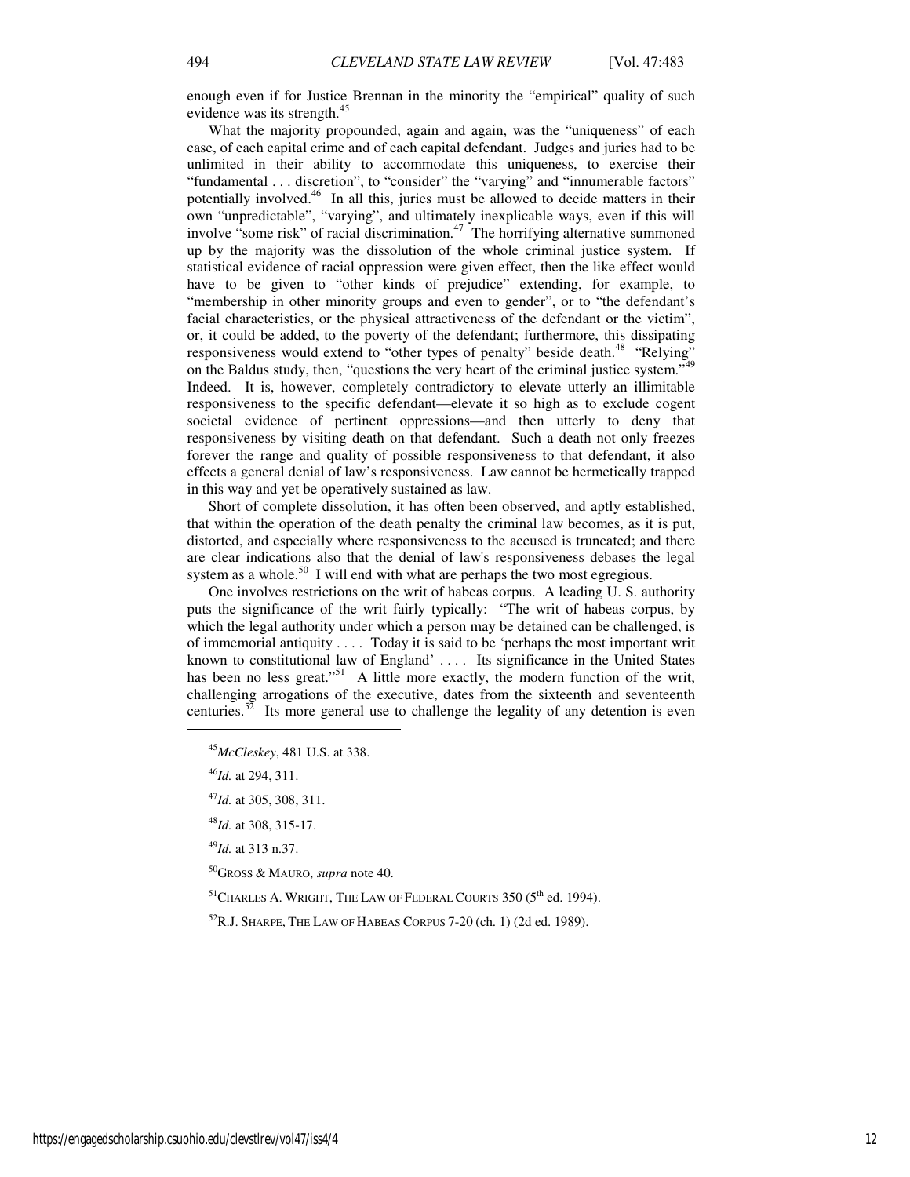enough even if for Justice Brennan in the minority the "empirical" quality of such evidence was its strength.[45]

What the majority propounded, again and again, was the "uniqueness" of each case, of each capital crime and of each capital defendant. Judges and juries had to be unlimited in their ability to accommodate this uniqueness, to exercise their "fundamental . . . discretion", to "consider" the "varying" and "innumerable factors" potentially involved.[46] In all this, juries must be allowed to decide matters in their own "unpredictable", "varying", and ultimately inexplicable ways, even if this will involve "some risk" of racial discrimination.[47] The horrifying alternative summoned up by the majority was the dissolution of the whole criminal justice system. If statistical evidence of racial oppression were given effect, then the like effect would have to be given to "other kinds of prejudice" extending, for example, to "membership in other minority groups and even to gender", or to "the defendant's facial characteristics, or the physical attractiveness of the defendant or the victim", or, it could be added, to the poverty of the defendant; furthermore, this dissipating responsiveness would extend to "other types of penalty" beside death.[48] "Relying" on the Baldus study, then, "questions the very heart of the criminal justice system."[49] Indeed. It is, however, completely contradictory to elevate utterly an illimitable responsiveness to the specific defendant—elevate it so high as to exclude cogent societal evidence of pertinent oppressions—and then utterly to deny that responsiveness by visiting death on that defendant. Such a death not only freezes forever the range and quality of possible responsiveness to that defendant, it also effects a general denial of law's responsiveness. Law cannot be hermetically trapped in this way and yet be operatively sustained as law.

Short of complete dissolution, it has often been observed, and aptly established, that within the operation of the death penalty the criminal law becomes, as it is put, distorted, and especially where responsiveness to the accused is truncated; and there are clear indications also that the denial of law's responsiveness debases the legal system as a whole.[50] I will end with what are perhaps the two most egregious.

One involves restrictions on the writ of habeas corpus. A leading U. S. authority puts the significance of the writ fairly typically: "The writ of habeas corpus, by which the legal authority under which a person may be detained can be challenged, is of immemorial antiquity . . . . Today it is said to be 'perhaps the most important writ known to constitutional law of England' . . . . Its significance in the United States has been no less great."[51] A little more exactly, the modern function of the writ, challenging arrogations of the executive, dates from the sixteenth and seventeenth centuries.[52] Its more general use to challenge the legality of any detention is even

---

[45] *McCleskey*, 481 U.S. at 338.

[46] *Id.* at 294, 311.

[47] *Id.* at 305, 308, 311.

[48] *Id.* at 308, 315-17.

[49] *Id.* at 313 n.37.

[50] GROSS & MAURO, *supra* note 40.

[51] CHARLES A. WRIGHT, THE LAW OF FEDERAL COURTS 350 (5th ed. 1994).

[52] R.J. SHARPE, THE LAW OF HABEAS CORPUS 7-20 (ch. 1) (2d ed. 1989).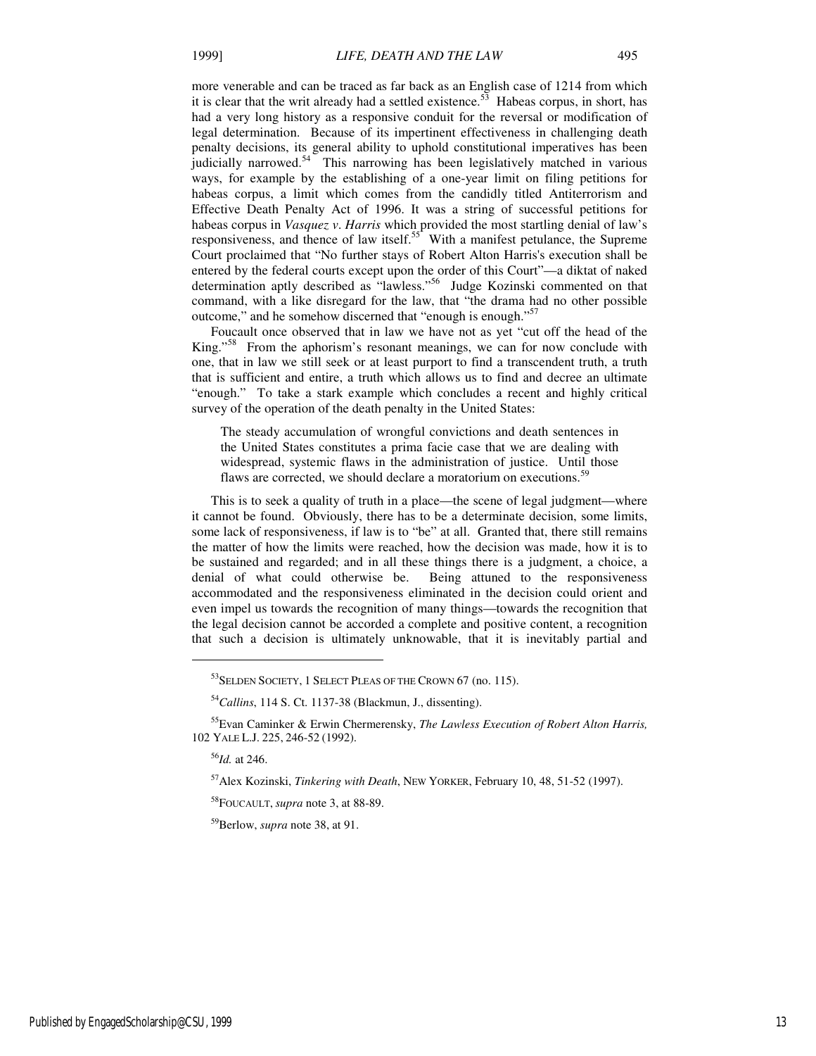more venerable and can be traced as far back as an English case of 1214 from which it is clear that the writ already had a settled existence.[53] Habeas corpus, in short, has had a very long history as a responsive conduit for the reversal or modification of legal determination. Because of its impertinent effectiveness in challenging death penalty decisions, its general ability to uphold constitutional imperatives has been judicially narrowed.[54] This narrowing has been legislatively matched in various ways, for example by the establishing of a one-year limit on filing petitions for habeas corpus, a limit which comes from the candidly titled Antiterrorism and Effective Death Penalty Act of 1996. It was a string of successful petitions for habeas corpus in *Vasquez v. Harris* which provided the most startling denial of law's responsiveness, and thence of law itself.[55] With a manifest petulance, the Supreme Court proclaimed that "No further stays of Robert Alton Harris's execution shall be entered by the federal courts except upon the order of this Court"—a diktat of naked determination aptly described as "lawless."[56] Judge Kozinski commented on that command, with a like disregard for the law, that "the drama had no other possible outcome," and he somehow discerned that "enough is enough."[57]

Foucault once observed that in law we have not as yet "cut off the head of the King."[58] From the aphorism's resonant meanings, we can for now conclude with one, that in law we still seek or at least purport to find a transcendent truth, a truth that is sufficient and entire, a truth which allows us to find and decree an ultimate "enough." To take a stark example which concludes a recent and highly critical survey of the operation of the death penalty in the United States:

> The steady accumulation of wrongful convictions and death sentences in the United States constitutes a prima facie case that we are dealing with widespread, systemic flaws in the administration of justice. Until those flaws are corrected, we should declare a moratorium on executions.[59]

This is to seek a quality of truth in a place—the scene of legal judgment—where it cannot be found. Obviously, there has to be a determinate decision, some limits, some lack of responsiveness, if law is to "be" at all. Granted that, there still remains the matter of how the limits were reached, how the decision was made, how it is to be sustained and regarded; and in all these things there is a judgment, a choice, a denial of what could otherwise be. Being attuned to the responsiveness accommodated and the responsiveness eliminated in the decision could orient and even impel us towards the recognition of many things—towards the recognition that the legal decision cannot be accorded a complete and positive content, a recognition that such a decision is ultimately unknowable, that it is inevitably partial and

---

[53] SELDEN SOCIETY, 1 SELECT PLEAS OF THE CROWN 67 (no. 115).

[54] *Callins*, 114 S. Ct. 1137-38 (Blackmun, J., dissenting).

[55] Evan Caminker & Erwin Chermerensky, *The Lawless Execution of Robert Alton Harris,* 102 YALE L.J. 225, 246-52 (1992).

[56] *Id.* at 246.

[57] Alex Kozinski, *Tinkering with Death*, NEW YORKER, February 10, 48, 51-52 (1997).

[58] FOUCAULT, *supra* note 3, at 88-89.

[59] Berlow, *supra* note 38, at 91.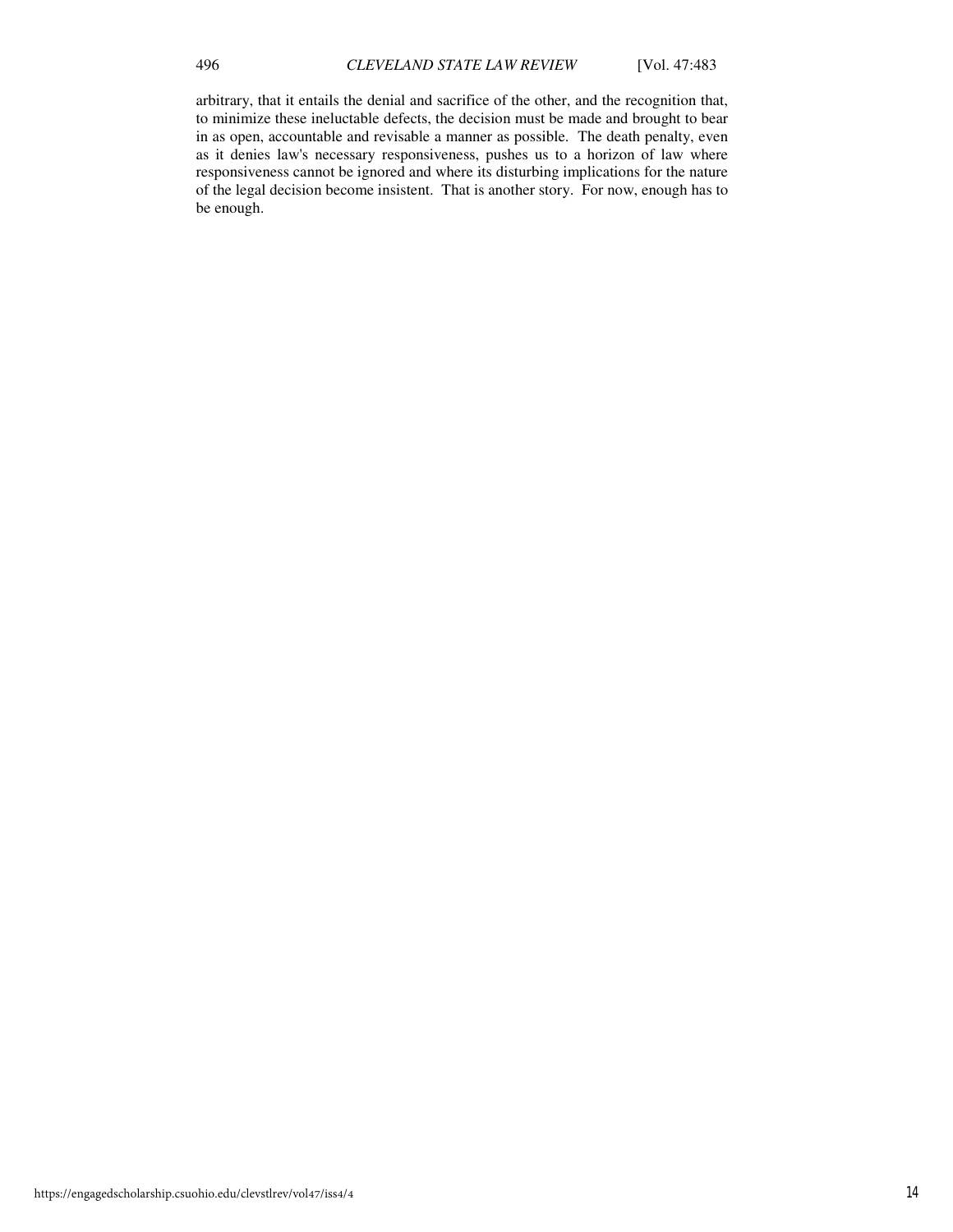arbitrary, that it entails the denial and sacrifice of the other, and the recognition that, to minimize these ineluctable defects, the decision must be made and brought to bear in as open, accountable and revisable a manner as possible. The death penalty, even as it denies law's necessary responsiveness, pushes us to a horizon of law where responsiveness cannot be ignored and where its disturbing implications for the nature of the legal decision become insistent. That is another story. For now, enough has to be enough.